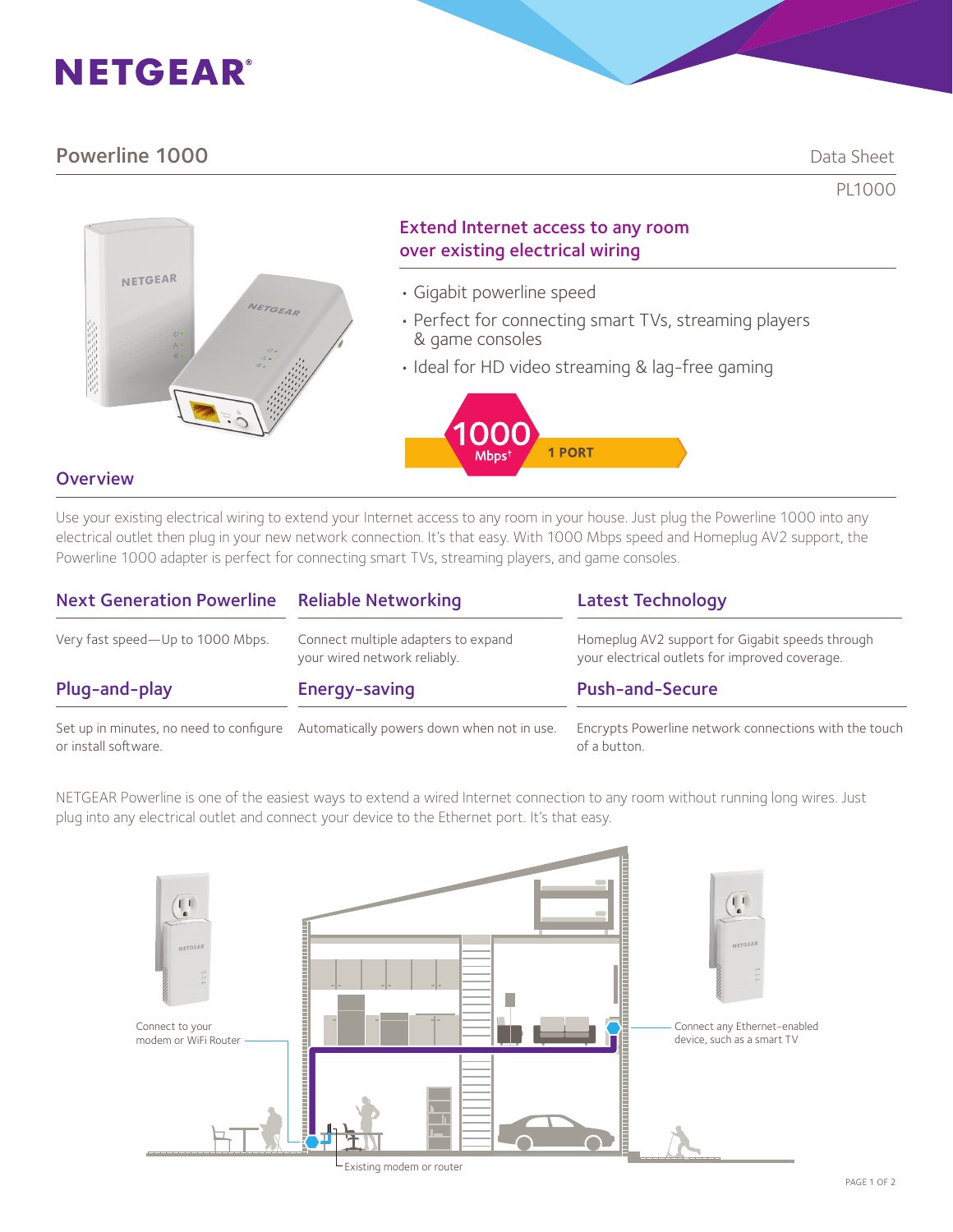# NETGEAR®

## Powerline 1000

Data Sheet

PL1000

### Extend Internet access to any room over existing electrical wiring

- Gigabit powerline speed
- Perfect for connecting smart TVs, streaming players & game consoles
- Ideal for HD video streaming & lag-free gaming

1000 Mbps† | 1 PORT

## Overview

Use your existing electrical wiring to extend your Internet access to any room in your house. Just plug the Powerline 1000 into any electrical outlet then plug in your new network connection. It's that easy. With 1000 Mbps speed and Homeplug AV2 support, the Powerline 1000 adapter is perfect for connecting smart TVs, streaming players, and game consoles.

### Next Generation Powerline

Very fast speed—Up to 1000 Mbps.

### Reliable Networking

Connect multiple adapters to expand your wired network reliably.

### Latest Technology

Homeplug AV2 support for Gigabit speeds through your electrical outlets for improved coverage.

### Plug-and-play

Set up in minutes, no need to configure or install software.

### Energy-saving

Automatically powers down when not in use.

### Push-and-Secure

Encrypts Powerline network connections with the touch of a button.

NETGEAR Powerline is one of the easiest ways to extend a wired Internet connection to any room without running long wires. Just plug into any electrical outlet and connect your device to the Ethernet port. It's that easy.

Connect to your modem or WiFi Router

Connect any Ethernet-enabled device, such as a smart TV

Existing modem or router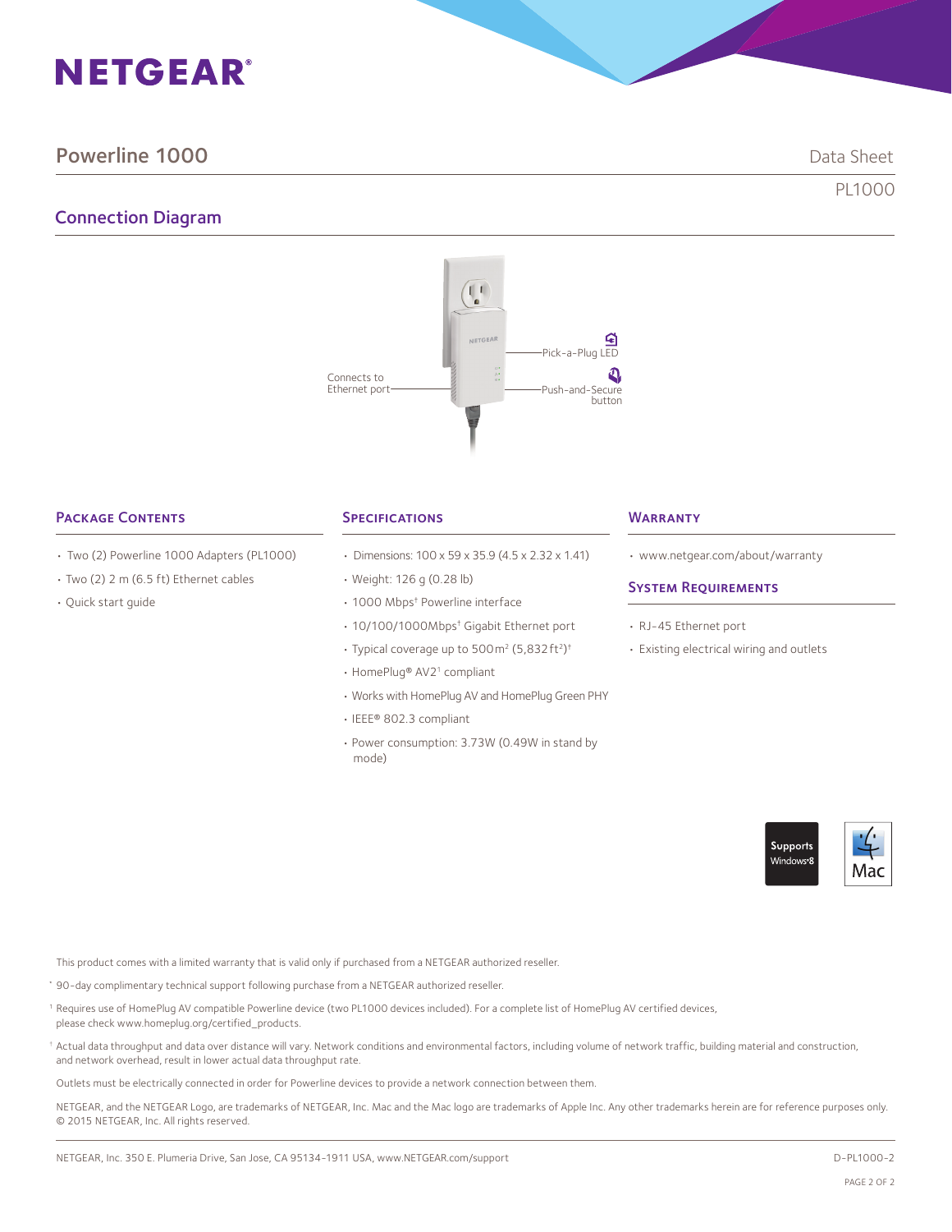# NETGEAR®

## Powerline 1000

Data Sheet

PL1000

### Connection Diagram

Connects to Ethernet port

Pick-a-Plug LED

Push-and-Secure button

### Package Contents

- Two (2) Powerline 1000 Adapters (PL1000)
- Two (2) 2 m (6.5 ft) Ethernet cables
- Quick start guide

### Specifications

- Dimensions: 100 x 59 x 35.9 (4.5 x 2.32 x 1.41)
- Weight: 126 g (0.28 lb)
- 1000 Mbps[†] Powerline interface
- 10/100/1000Mbps[†] Gigabit Ethernet port
- Typical coverage up to 500 $m^2$ (5,832 $ft^2$)[†]
- HomePlug® AV2[1] compliant
- Works with HomePlug AV and HomePlug Green PHY
- IEEE® 802.3 compliant
- Power consumption: 3.73W (0.49W in stand by mode)

### Warranty

- www.netgear.com/about/warranty

### System Requirements

- RJ-45 Ethernet port
- Existing electrical wiring and outlets

Supports Windows®8

Mac

This product comes with a limited warranty that is valid only if purchased from a NETGEAR authorized reseller.

[*] 90-day complimentary technical support following purchase from a NETGEAR authorized reseller.

[1] Requires use of HomePlug AV compatible Powerline device (two PL1000 devices included). For a complete list of HomePlug AV certified devices, please check www.homeplug.org/certified_products.

[†] Actual data throughput and data over distance will vary. Network conditions and environmental factors, including volume of network traffic, building material and construction, and network overhead, result in lower actual data throughput rate.

Outlets must be electrically connected in order for Powerline devices to provide a network connection between them.

NETGEAR, and the NETGEAR Logo, are trademarks of NETGEAR, Inc. Mac and the Mac logo are trademarks of Apple Inc. Any other trademarks herein are for reference purposes only. © 2015 NETGEAR, Inc. All rights reserved.

NETGEAR, Inc. 350 E. Plumeria Drive, San Jose, CA 95134-1911 USA, www.NETGEAR.com/support

D-PL1000-2